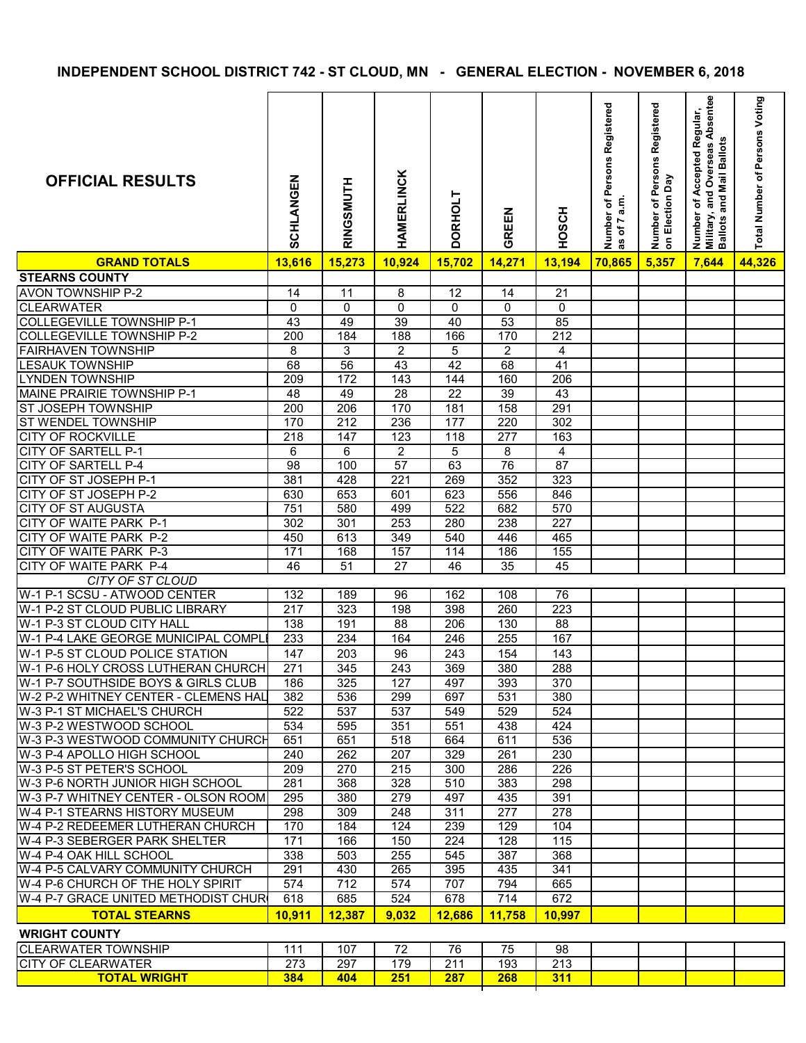# INDEPENDENT SCHOOL DISTRICT 742 - ST CLOUD, MN - GENERAL ELECTION - NOVEMBER 6, 2018

| OFFICIAL RESULTS | SCHLANGEN | RINGSMUTH | HAMERLINCK | DORHOLT | GREEN | HOSCH | Number of Persons Registered as of 7 a.m. | Number of Persons Registered on Election Day | Number of Accepted Regular, Military, and Overseas Absentee Ballots and Mail Ballots | Total Number of Persons Voting |
|---|---|---|---|---|---|---|---|---|---|---|
| **GRAND TOTALS** | **13,616** | **15,273** | **10,924** | **15,702** | **14,271** | **13,194** | **70,865** | **5,357** | **7,644** | **44,326** |
| **STEARNS COUNTY** | | | | | | | | | | |
| AVON TOWNSHIP P-2 | 14 | 11 | 8 | 12 | 14 | 21 | | | | |
| CLEARWATER | 0 | 0 | 0 | 0 | 0 | 0 | | | | |
| COLLEGEVILLE TOWNSHIP P-1 | 43 | 49 | 39 | 40 | 53 | 85 | | | | |
| COLLEGEVILLE TOWNSHIP P-2 | 200 | 184 | 188 | 166 | 170 | 212 | | | | |
| FAIRHAVEN TOWNSHIP | 8 | 3 | 2 | 5 | 2 | 4 | | | | |
| LESAUK TOWNSHIP | 68 | 56 | 43 | 42 | 68 | 41 | | | | |
| LYNDEN TOWNSHIP | 209 | 172 | 143 | 144 | 160 | 206 | | | | |
| MAINE PRAIRIE TOWNSHIP P-1 | 48 | 49 | 28 | 22 | 39 | 43 | | | | |
| ST JOSEPH TOWNSHIP | 200 | 206 | 170 | 181 | 158 | 291 | | | | |
| ST WENDEL TOWNSHIP | 170 | 212 | 236 | 177 | 220 | 302 | | | | |
| CITY OF ROCKVILLE | 218 | 147 | 123 | 118 | 277 | 163 | | | | |
| CITY OF SARTELL P-1 | 6 | 6 | 2 | 5 | 8 | 4 | | | | |
| CITY OF SARTELL P-4 | 98 | 100 | 57 | 63 | 76 | 87 | | | | |
| CITY OF ST JOSEPH P-1 | 381 | 428 | 221 | 269 | 352 | 323 | | | | |
| CITY OF ST JOSEPH P-2 | 630 | 653 | 601 | 623 | 556 | 846 | | | | |
| CITY OF ST AUGUSTA | 751 | 580 | 499 | 522 | 682 | 570 | | | | |
| CITY OF WAITE PARK P-1 | 302 | 301 | 253 | 280 | 238 | 227 | | | | |
| CITY OF WAITE PARK P-2 | 450 | 613 | 349 | 540 | 446 | 465 | | | | |
| CITY OF WAITE PARK P-3 | 171 | 168 | 157 | 114 | 186 | 155 | | | | |
| CITY OF WAITE PARK P-4 | 46 | 51 | 27 | 46 | 35 | 45 | | | | |
| *CITY OF ST CLOUD* | | | | | | | | | | |
| W-1 P-1 SCSU - ATWOOD CENTER | 132 | 189 | 96 | 162 | 108 | 76 | | | | |
| W-1 P-2 ST CLOUD PUBLIC LIBRARY | 217 | 323 | 198 | 398 | 260 | 223 | | | | |
| W-1 P-3 ST CLOUD CITY HALL | 138 | 191 | 88 | 206 | 130 | 88 | | | | |
| W-1 P-4 LAKE GEORGE MUNICIPAL COMPLE | 233 | 234 | 164 | 246 | 255 | 167 | | | | |
| W-1 P-5 ST CLOUD POLICE STATION | 147 | 203 | 96 | 243 | 154 | 143 | | | | |
| W-1 P-6 HOLY CROSS LUTHERAN CHURCH | 271 | 345 | 243 | 369 | 380 | 288 | | | | |
| W-1 P-7 SOUTHSIDE BOYS & GIRLS CLUB | 186 | 325 | 127 | 497 | 393 | 370 | | | | |
| W-2 P-2 WHITNEY CENTER - CLEMENS HAL | 382 | 536 | 299 | 697 | 531 | 380 | | | | |
| W-3 P-1 ST MICHAEL'S CHURCH | 522 | 537 | 537 | 549 | 529 | 524 | | | | |
| W-3 P-2 WESTWOOD SCHOOL | 534 | 595 | 351 | 551 | 438 | 424 | | | | |
| W-3 P-3 WESTWOOD COMMUNITY CHURCH | 651 | 651 | 518 | 664 | 611 | 536 | | | | |
| W-3 P-4 APOLLO HIGH SCHOOL | 240 | 262 | 207 | 329 | 261 | 230 | | | | |
| W-3 P-5 ST PETER'S SCHOOL | 209 | 270 | 215 | 300 | 286 | 226 | | | | |
| W-3 P-6 NORTH JUNIOR HIGH SCHOOL | 281 | 368 | 328 | 510 | 383 | 298 | | | | |
| W-3 P-7 WHITNEY CENTER - OLSON ROOM | 295 | 380 | 279 | 497 | 435 | 391 | | | | |
| W-4 P-1 STEARNS HISTORY MUSEUM | 298 | 309 | 248 | 311 | 277 | 278 | | | | |
| W-4 P-2 REDEEMER LUTHERAN CHURCH | 170 | 184 | 124 | 239 | 129 | 104 | | | | |
| W-4 P-3 SEBERGER PARK SHELTER | 171 | 166 | 150 | 224 | 128 | 115 | | | | |
| W-4 P-4 OAK HILL SCHOOL | 338 | 503 | 255 | 545 | 387 | 368 | | | | |
| W-4 P-5 CALVARY COMMUNITY CHURCH | 291 | 430 | 265 | 395 | 435 | 341 | | | | |
| W-4 P-6 CHURCH OF THE HOLY SPIRIT | 574 | 712 | 574 | 707 | 794 | 665 | | | | |
| W-4 P-7 GRACE UNITED METHODIST CHUR | 618 | 685 | 524 | 678 | 714 | 672 | | | | |
| **TOTAL STEARNS** | **10,911** | **12,387** | **9,032** | **12,686** | **11,758** | **10,997** | | | | |
| **WRIGHT COUNTY** | | | | | | | | | | |
| CLEARWATER TOWNSHIP | 111 | 107 | 72 | 76 | 75 | 98 | | | | |
| CITY OF CLEARWATER | 273 | 297 | 179 | 211 | 193 | 213 | | | | |
| **TOTAL WRIGHT** | **384** | **404** | **251** | **287** | **268** | **311** | | | | |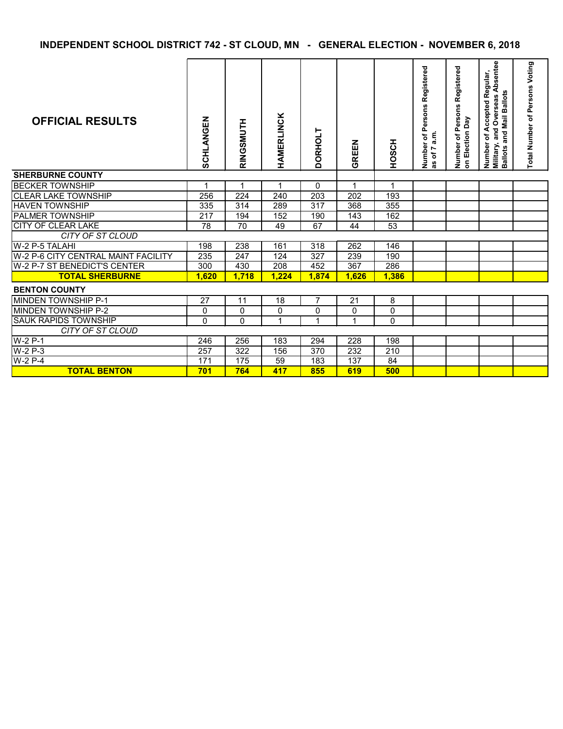# INDEPENDENT SCHOOL DISTRICT 742 - ST CLOUD, MN - GENERAL ELECTION - NOVEMBER 6, 2018

| OFFICIAL RESULTS | SCHLANGEN | RINGSMUTH | HAMERLINCK | DORHOLT | GREEN | HOSCH | Number of Persons Registered as of 7 a.m. | Number of Persons Registered on Election Day | Number of Accepted Regular, Military, and Overseas Absentee Ballots and Mail Ballots | Total Number of Persons Voting |
|---|---|---|---|---|---|---|---|---|---|---|
| **SHERBURNE COUNTY** | | | | | | | | | | |
| BECKER TOWNSHIP | 1 | 1 | 1 | 0 | 1 | 1 | | | | |
| CLEAR LAKE TOWNSHIP | 256 | 224 | 240 | 203 | 202 | 193 | | | | |
| HAVEN TOWNSHIP | 335 | 314 | 289 | 317 | 368 | 355 | | | | |
| PALMER TOWNSHIP | 217 | 194 | 152 | 190 | 143 | 162 | | | | |
| CITY OF CLEAR LAKE | 78 | 70 | 49 | 67 | 44 | 53 | | | | |
| *CITY OF ST CLOUD* | | | | | | | | | | |
| W-2 P-5 TALAHI | 198 | 238 | 161 | 318 | 262 | 146 | | | | |
| W-2 P-6 CITY CENTRAL MAINT FACILITY | 235 | 247 | 124 | 327 | 239 | 190 | | | | |
| W-2 P-7 ST BENEDICT'S CENTER | 300 | 430 | 208 | 452 | 367 | 286 | | | | |
| **TOTAL SHERBURNE** | **1,620** | **1,718** | **1,224** | **1,874** | **1,626** | **1,386** | | | | |
| **BENTON COUNTY** | | | | | | | | | | |
| MINDEN TOWNSHIP P-1 | 27 | 11 | 18 | 7 | 21 | 8 | | | | |
| MINDEN TOWNSHIP P-2 | 0 | 0 | 0 | 0 | 0 | 0 | | | | |
| SAUK RAPIDS TOWNSHIP | 0 | 0 | 1 | 1 | 1 | 0 | | | | |
| *CITY OF ST CLOUD* | | | | | | | | | | |
| W-2 P-1 | 246 | 256 | 183 | 294 | 228 | 198 | | | | |
| W-2 P-3 | 257 | 322 | 156 | 370 | 232 | 210 | | | | |
| W-2 P-4 | 171 | 175 | 59 | 183 | 137 | 84 | | | | |
| **TOTAL BENTON** | **701** | **764** | **417** | **855** | **619** | **500** | | | | |